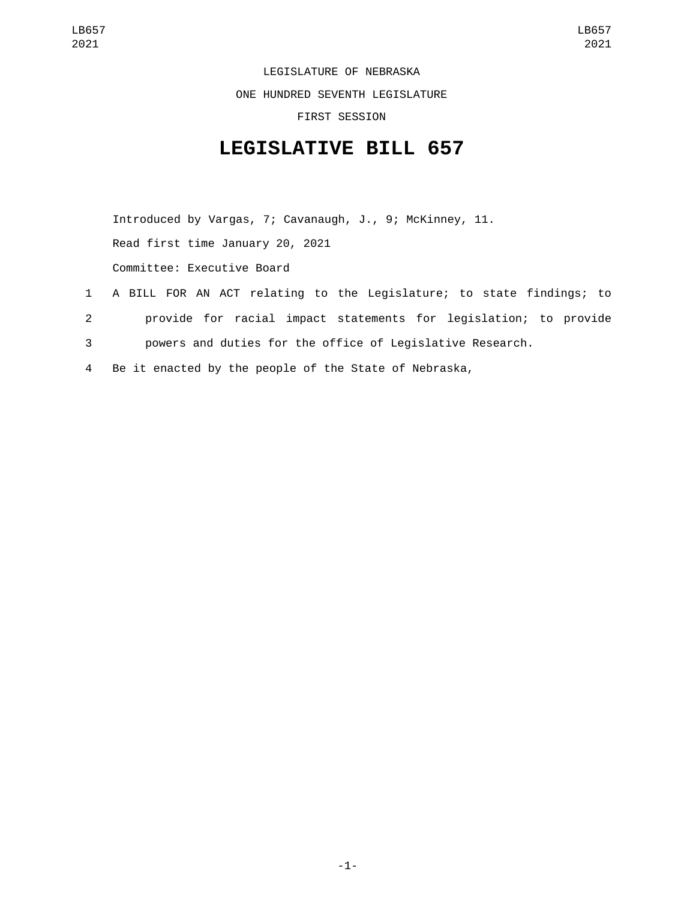LEGISLATURE OF NEBRASKA

ONE HUNDRED SEVENTH LEGISLATURE

FIRST SESSION

# LEGISLATIVE BILL 657

Introduced by Vargas, 7; Cavanaugh, J., 9; McKinney, 11.

Read first time January 20, 2021

Committee: Executive Board

1 A BILL FOR AN ACT relating to the Legislature; to state findings; to
2 provide for racial impact statements for legislation; to provide
3 powers and duties for the office of Legislative Research.
4 Be it enacted by the people of the State of Nebraska,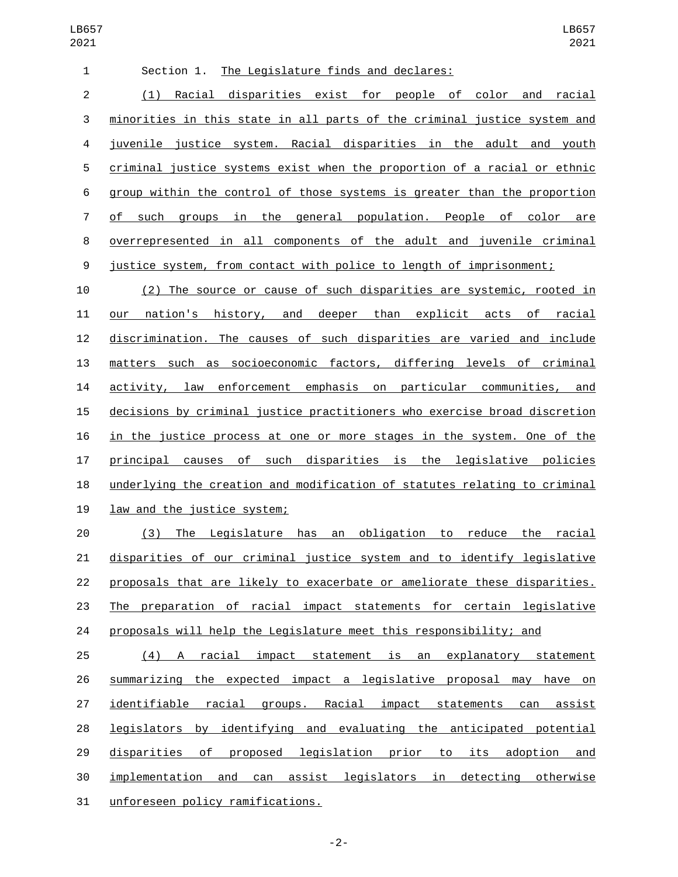Section 1. The Legislature finds and declares:

(1) Racial disparities exist for people of color and racial minorities in this state in all parts of the criminal justice system and juvenile justice system. Racial disparities in the adult and youth criminal justice systems exist when the proportion of a racial or ethnic group within the control of those systems is greater than the proportion of such groups in the general population. People of color are overrepresented in all components of the adult and juvenile criminal justice system, from contact with police to length of imprisonment;

(2) The source or cause of such disparities are systemic, rooted in our nation's history, and deeper than explicit acts of racial discrimination. The causes of such disparities are varied and include matters such as socioeconomic factors, differing levels of criminal activity, law enforcement emphasis on particular communities, and decisions by criminal justice practitioners who exercise broad discretion in the justice process at one or more stages in the system. One of the principal causes of such disparities is the legislative policies underlying the creation and modification of statutes relating to criminal law and the justice system;

(3) The Legislature has an obligation to reduce the racial disparities of our criminal justice system and to identify legislative proposals that are likely to exacerbate or ameliorate these disparities. The preparation of racial impact statements for certain legislative proposals will help the Legislature meet this responsibility; and

(4) A racial impact statement is an explanatory statement summarizing the expected impact a legislative proposal may have on identifiable racial groups. Racial impact statements can assist legislators by identifying and evaluating the anticipated potential disparities of proposed legislation prior to its adoption and implementation and can assist legislators in detecting otherwise unforeseen policy ramifications.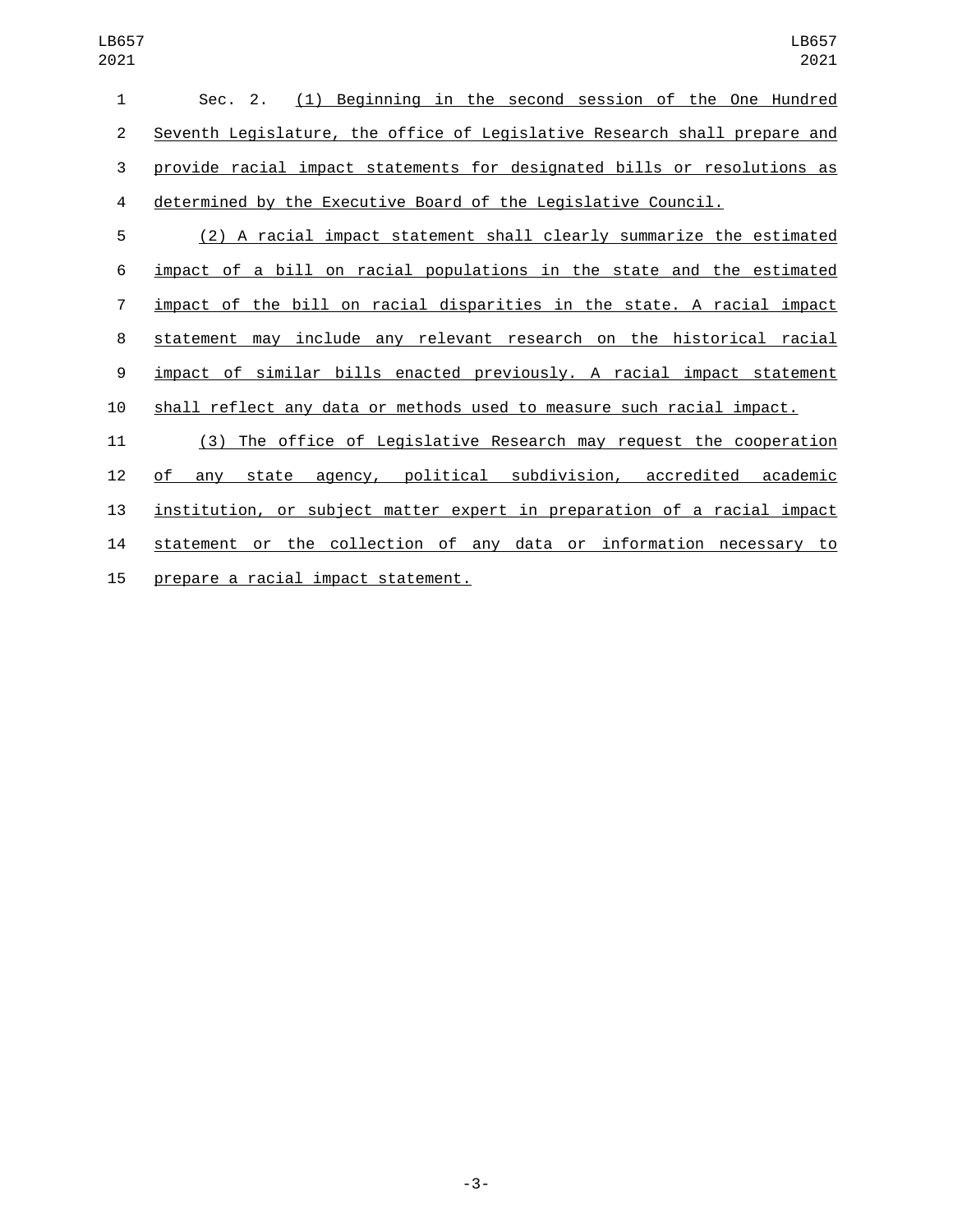Sec. 2. (1) Beginning in the second session of the One Hundred Seventh Legislature, the office of Legislative Research shall prepare and provide racial impact statements for designated bills or resolutions as determined by the Executive Board of the Legislative Council.

(2) A racial impact statement shall clearly summarize the estimated impact of a bill on racial populations in the state and the estimated impact of the bill on racial disparities in the state. A racial impact statement may include any relevant research on the historical racial impact of similar bills enacted previously. A racial impact statement shall reflect any data or methods used to measure such racial impact.

(3) The office of Legislative Research may request the cooperation of any state agency, political subdivision, accredited academic institution, or subject matter expert in preparation of a racial impact statement or the collection of any data or information necessary to prepare a racial impact statement.